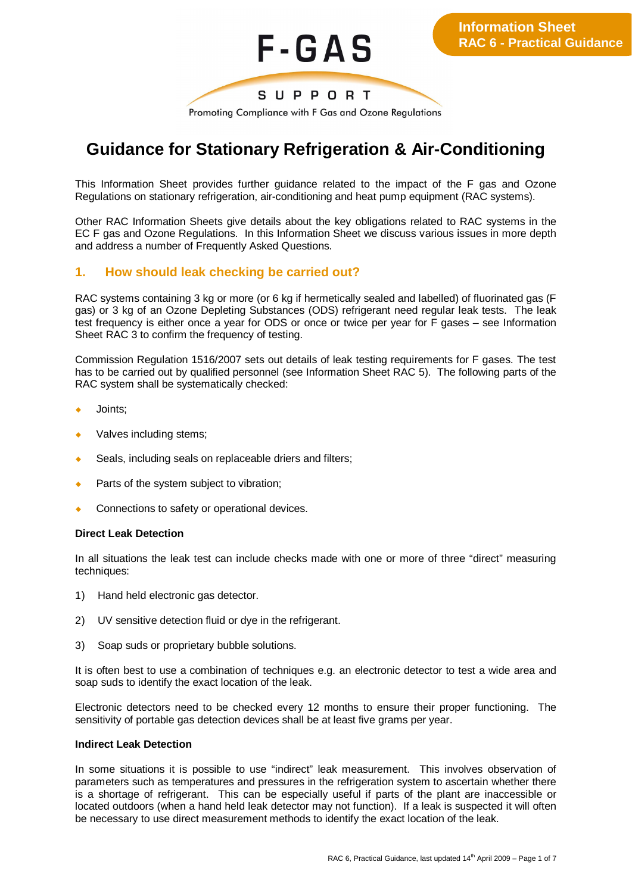Information Sheet
RAC 6 - Practical Guidance

F-GAS SUPPORT

Promoting Compliance with F Gas and Ozone Regulations

# Guidance for Stationary Refrigeration & Air-Conditioning

This Information Sheet provides further guidance related to the impact of the F gas and Ozone Regulations on stationary refrigeration, air-conditioning and heat pump equipment (RAC systems).

Other RAC Information Sheets give details about the key obligations related to RAC systems in the EC F gas and Ozone Regulations. In this Information Sheet we discuss various issues in more depth and address a number of Frequently Asked Questions.

## 1. How should leak checking be carried out?

RAC systems containing 3 kg or more (or 6 kg if hermetically sealed and labelled) of fluorinated gas (F gas) or 3 kg of an Ozone Depleting Substances (ODS) refrigerant need regular leak tests. The leak test frequency is either once a year for ODS or once or twice per year for F gases – see Information Sheet RAC 3 to confirm the frequency of testing.

Commission Regulation 1516/2007 sets out details of leak testing requirements for F gases. The test has to be carried out by qualified personnel (see Information Sheet RAC 5). The following parts of the RAC system shall be systematically checked:

- Joints;
- Valves including stems;
- Seals, including seals on replaceable driers and filters;
- Parts of the system subject to vibration;
- Connections to safety or operational devices.

**Direct Leak Detection**

In all situations the leak test can include checks made with one or more of three "direct" measuring techniques:

1) Hand held electronic gas detector.
2) UV sensitive detection fluid or dye in the refrigerant.
3) Soap suds or proprietary bubble solutions.

It is often best to use a combination of techniques e.g. an electronic detector to test a wide area and soap suds to identify the exact location of the leak.

Electronic detectors need to be checked every 12 months to ensure their proper functioning. The sensitivity of portable gas detection devices shall be at least five grams per year.

**Indirect Leak Detection**

In some situations it is possible to use "indirect" leak measurement. This involves observation of parameters such as temperatures and pressures in the refrigeration system to ascertain whether there is a shortage of refrigerant. This can be especially useful if parts of the plant are inaccessible or located outdoors (when a hand held leak detector may not function). If a leak is suspected it will often be necessary to use direct measurement methods to identify the exact location of the leak.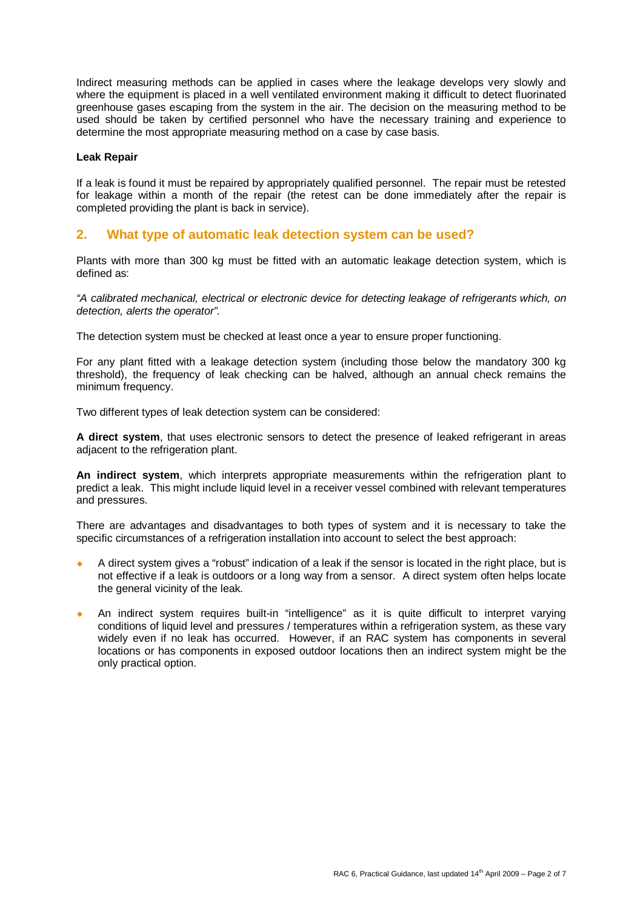Indirect measuring methods can be applied in cases where the leakage develops very slowly and where the equipment is placed in a well ventilated environment making it difficult to detect fluorinated greenhouse gases escaping from the system in the air. The decision on the measuring method to be used should be taken by certified personnel who have the necessary training and experience to determine the most appropriate measuring method on a case by case basis.

**Leak Repair**

If a leak is found it must be repaired by appropriately qualified personnel. The repair must be retested for leakage within a month of the repair (the retest can be done immediately after the repair is completed providing the plant is back in service).

## 2. What type of automatic leak detection system can be used?

Plants with more than 300 kg must be fitted with an automatic leakage detection system, which is defined as:

*"A calibrated mechanical, electrical or electronic device for detecting leakage of refrigerants which, on detection, alerts the operator".*

The detection system must be checked at least once a year to ensure proper functioning.

For any plant fitted with a leakage detection system (including those below the mandatory 300 kg threshold), the frequency of leak checking can be halved, although an annual check remains the minimum frequency.

Two different types of leak detection system can be considered:

**A direct system**, that uses electronic sensors to detect the presence of leaked refrigerant in areas adjacent to the refrigeration plant.

**An indirect system**, which interprets appropriate measurements within the refrigeration plant to predict a leak. This might include liquid level in a receiver vessel combined with relevant temperatures and pressures.

There are advantages and disadvantages to both types of system and it is necessary to take the specific circumstances of a refrigeration installation into account to select the best approach:

- A direct system gives a "robust" indication of a leak if the sensor is located in the right place, but is not effective if a leak is outdoors or a long way from a sensor. A direct system often helps locate the general vicinity of the leak.
- An indirect system requires built-in "intelligence" as it is quite difficult to interpret varying conditions of liquid level and pressures / temperatures within a refrigeration system, as these vary widely even if no leak has occurred. However, if an RAC system has components in several locations or has components in exposed outdoor locations then an indirect system might be the only practical option.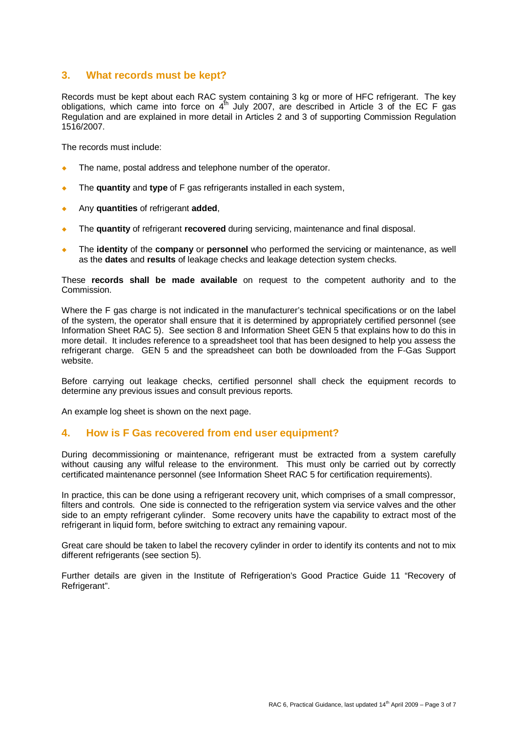## 3. What records must be kept?

Records must be kept about each RAC system containing 3 kg or more of HFC refrigerant. The key obligations, which came into force on 4th July 2007, are described in Article 3 of the EC F gas Regulation and are explained in more detail in Articles 2 and 3 of supporting Commission Regulation 1516/2007.

The records must include:

- The name, postal address and telephone number of the operator.
- The **quantity** and **type** of F gas refrigerants installed in each system,
- Any **quantities** of refrigerant **added**,
- The **quantity** of refrigerant **recovered** during servicing, maintenance and final disposal.
- The **identity** of the **company** or **personnel** who performed the servicing or maintenance, as well as the **dates** and **results** of leakage checks and leakage detection system checks.

These **records shall be made available** on request to the competent authority and to the Commission.

Where the F gas charge is not indicated in the manufacturer's technical specifications or on the label of the system, the operator shall ensure that it is determined by appropriately certified personnel (see Information Sheet RAC 5). See section 8 and Information Sheet GEN 5 that explains how to do this in more detail. It includes reference to a spreadsheet tool that has been designed to help you assess the refrigerant charge. GEN 5 and the spreadsheet can both be downloaded from the F-Gas Support website.

Before carrying out leakage checks, certified personnel shall check the equipment records to determine any previous issues and consult previous reports.

An example log sheet is shown on the next page.

## 4. How is F Gas recovered from end user equipment?

During decommissioning or maintenance, refrigerant must be extracted from a system carefully without causing any wilful release to the environment. This must only be carried out by correctly certificated maintenance personnel (see Information Sheet RAC 5 for certification requirements).

In practice, this can be done using a refrigerant recovery unit, which comprises of a small compressor, filters and controls. One side is connected to the refrigeration system via service valves and the other side to an empty refrigerant cylinder. Some recovery units have the capability to extract most of the refrigerant in liquid form, before switching to extract any remaining vapour.

Great care should be taken to label the recovery cylinder in order to identify its contents and not to mix different refrigerants (see section 5).

Further details are given in the Institute of Refrigeration's Good Practice Guide 11 "Recovery of Refrigerant".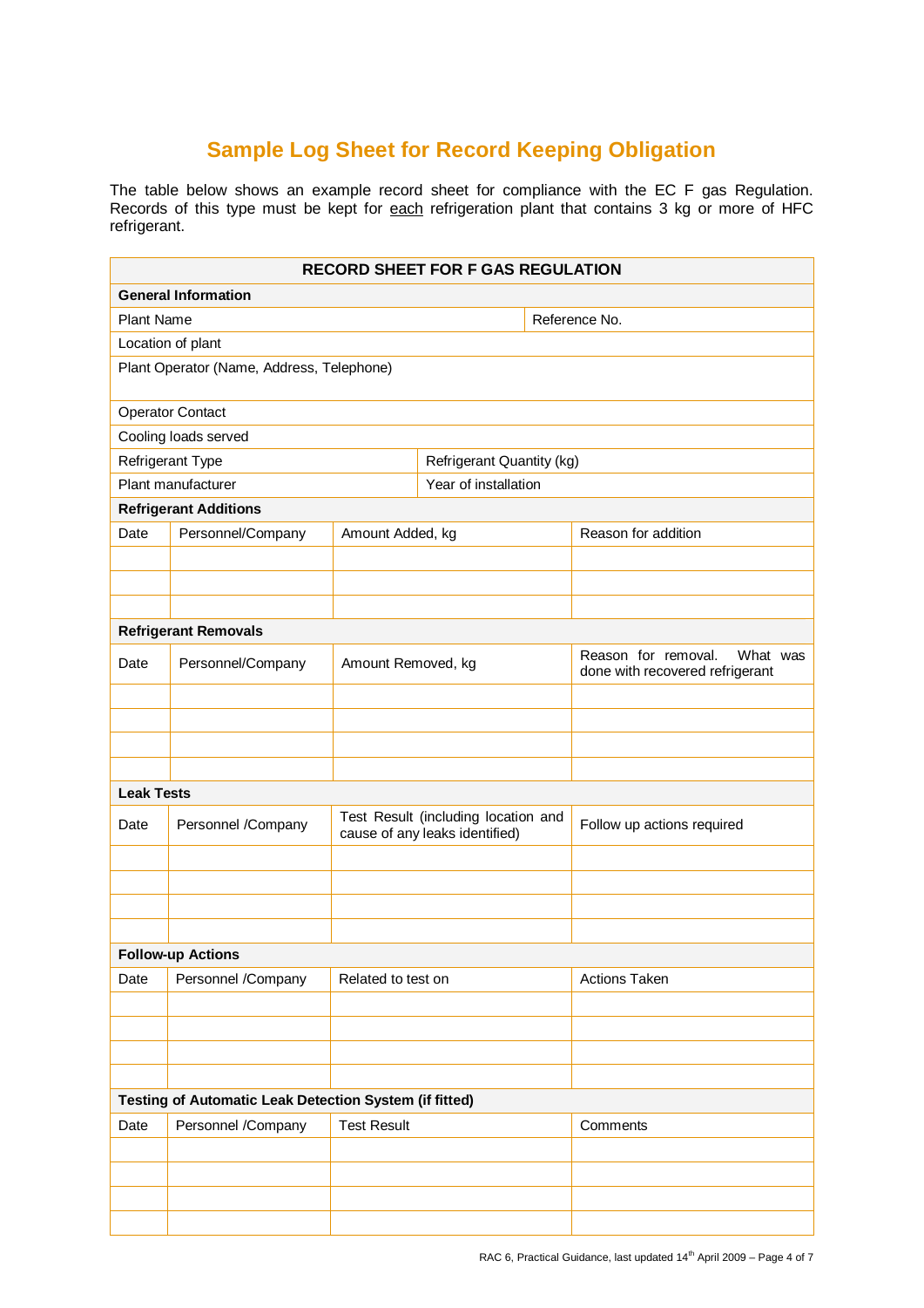# Sample Log Sheet for Record Keeping Obligation

The table below shows an example record sheet for compliance with the EC F gas Regulation. Records of this type must be kept for each refrigeration plant that contains 3 kg or more of HFC refrigerant.

| RECORD SHEET FOR F GAS REGULATION | | | |
|---|---|---|---|
| **General Information** | | | |
| Plant Name | | | Reference No. |
| Location of plant | | | |
| Plant Operator (Name, Address, Telephone) | | | |
| Operator Contact | | | |
| Cooling loads served | | | |
| Refrigerant Type | | Refrigerant Quantity (kg) | |
| Plant manufacturer | | Year of installation | |
| **Refrigerant Additions** | | | |
| Date | Personnel/Company | Amount Added, kg | Reason for addition |
| | | | |
| | | | |
| | | | |
| **Refrigerant Removals** | | | |
| Date | Personnel/Company | Amount Removed, kg | Reason for removal. What was done with recovered refrigerant |
| | | | |
| | | | |
| | | | |
| | | | |
| **Leak Tests** | | | |
| Date | Personnel /Company | Test Result (including location and cause of any leaks identified) | Follow up actions required |
| | | | |
| | | | |
| | | | |
| | | | |
| **Follow-up Actions** | | | |
| Date | Personnel /Company | Related to test on | Actions Taken |
| | | | |
| | | | |
| | | | |
| | | | |
| **Testing of Automatic Leak Detection System (if fitted)** | | | |
| Date | Personnel /Company | Test Result | Comments |
| | | | |
| | | | |
| | | | |
| | | | |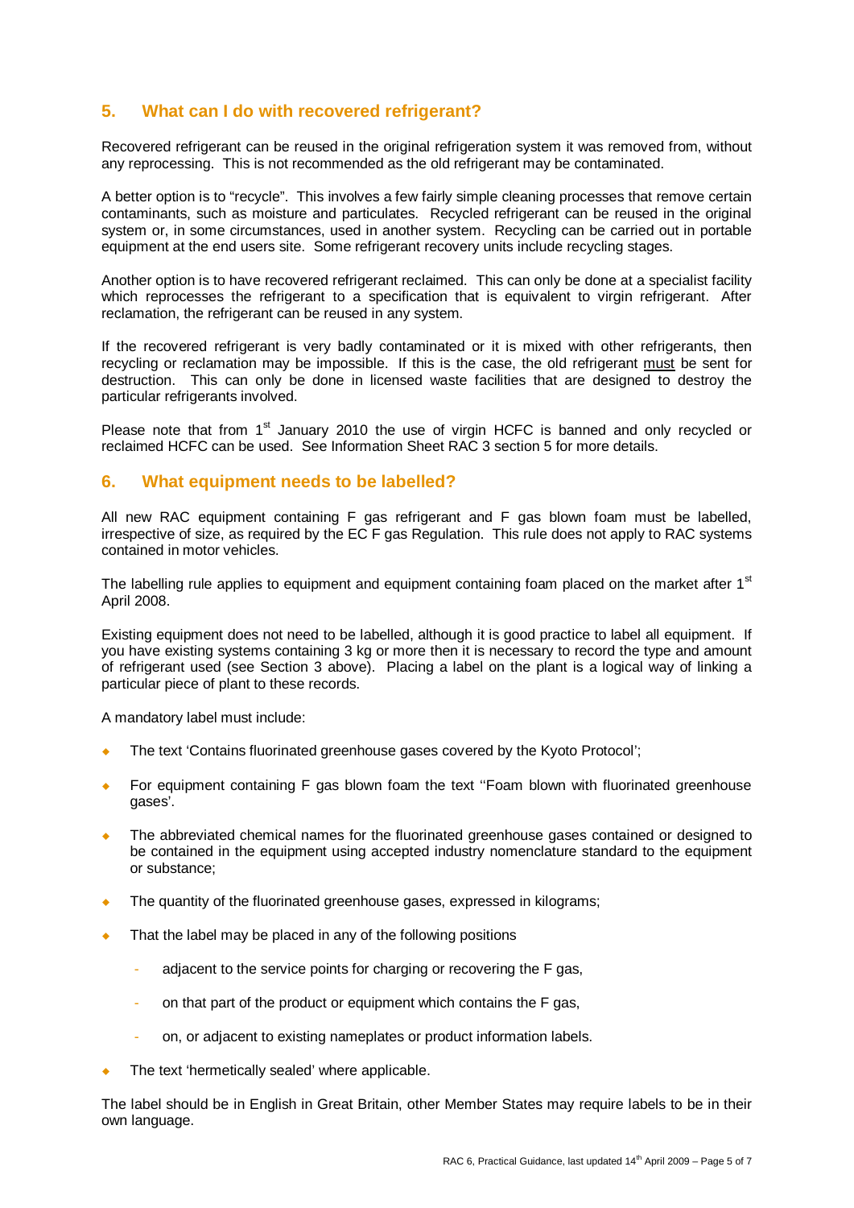## 5. What can I do with recovered refrigerant?

Recovered refrigerant can be reused in the original refrigeration system it was removed from, without any reprocessing. This is not recommended as the old refrigerant may be contaminated.

A better option is to "recycle". This involves a few fairly simple cleaning processes that remove certain contaminants, such as moisture and particulates. Recycled refrigerant can be reused in the original system or, in some circumstances, used in another system. Recycling can be carried out in portable equipment at the end users site. Some refrigerant recovery units include recycling stages.

Another option is to have recovered refrigerant reclaimed. This can only be done at a specialist facility which reprocesses the refrigerant to a specification that is equivalent to virgin refrigerant. After reclamation, the refrigerant can be reused in any system.

If the recovered refrigerant is very badly contaminated or it is mixed with other refrigerants, then recycling or reclamation may be impossible. If this is the case, the old refrigerant <u>must</u> be sent for destruction. This can only be done in licensed waste facilities that are designed to destroy the particular refrigerants involved.

Please note that from 1st January 2010 the use of virgin HCFC is banned and only recycled or reclaimed HCFC can be used. See Information Sheet RAC 3 section 5 for more details.

## 6. What equipment needs to be labelled?

All new RAC equipment containing F gas refrigerant and F gas blown foam must be labelled, irrespective of size, as required by the EC F gas Regulation. This rule does not apply to RAC systems contained in motor vehicles.

The labelling rule applies to equipment and equipment containing foam placed on the market after 1st April 2008.

Existing equipment does not need to be labelled, although it is good practice to label all equipment. If you have existing systems containing 3 kg or more then it is necessary to record the type and amount of refrigerant used (see Section 3 above). Placing a label on the plant is a logical way of linking a particular piece of plant to these records.

A mandatory label must include:

- The text 'Contains fluorinated greenhouse gases covered by the Kyoto Protocol';
- For equipment containing F gas blown foam the text ''Foam blown with fluorinated greenhouse gases'.
- The abbreviated chemical names for the fluorinated greenhouse gases contained or designed to be contained in the equipment using accepted industry nomenclature standard to the equipment or substance;
- The quantity of the fluorinated greenhouse gases, expressed in kilograms;
- That the label may be placed in any of the following positions
  - adjacent to the service points for charging or recovering the F gas,
  - on that part of the product or equipment which contains the F gas,
  - on, or adjacent to existing nameplates or product information labels.
- The text 'hermetically sealed' where applicable.

The label should be in English in Great Britain, other Member States may require labels to be in their own language.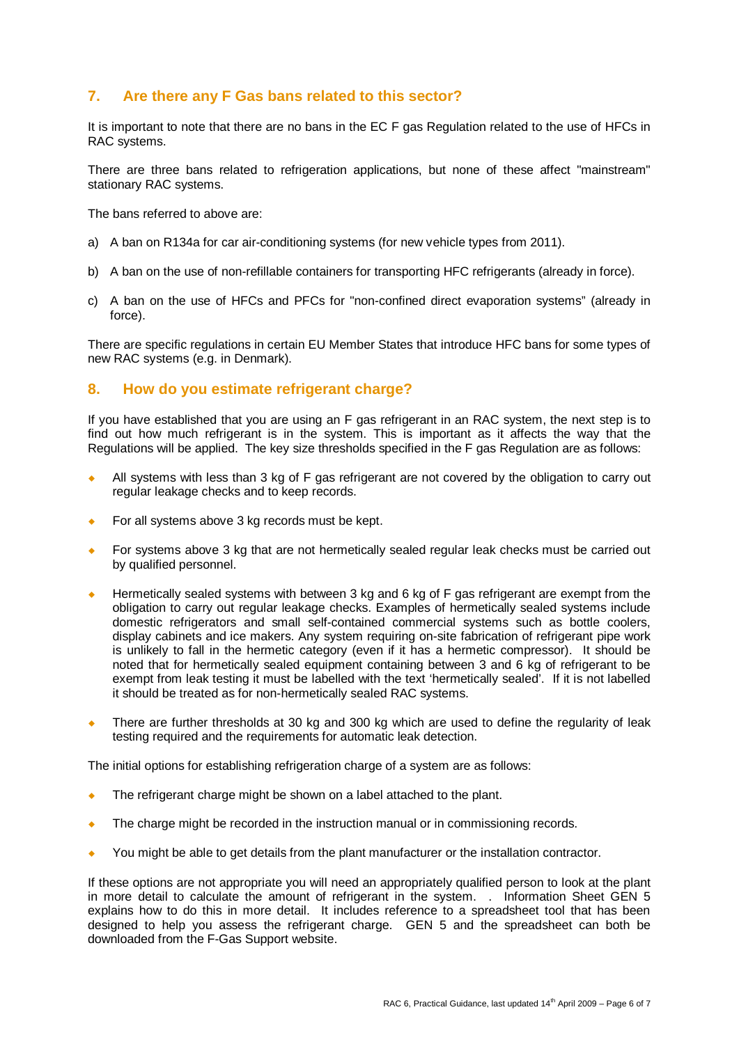## 7. Are there any F Gas bans related to this sector?

It is important to note that there are no bans in the EC F gas Regulation related to the use of HFCs in RAC systems.

There are three bans related to refrigeration applications, but none of these affect "mainstream" stationary RAC systems.

The bans referred to above are:

a) A ban on R134a for car air-conditioning systems (for new vehicle types from 2011).

b) A ban on the use of non-refillable containers for transporting HFC refrigerants (already in force).

c) A ban on the use of HFCs and PFCs for "non-confined direct evaporation systems" (already in force).

There are specific regulations in certain EU Member States that introduce HFC bans for some types of new RAC systems (e.g. in Denmark).

## 8. How do you estimate refrigerant charge?

If you have established that you are using an F gas refrigerant in an RAC system, the next step is to find out how much refrigerant is in the system. This is important as it affects the way that the Regulations will be applied. The key size thresholds specified in the F gas Regulation are as follows:

- All systems with less than 3 kg of F gas refrigerant are not covered by the obligation to carry out regular leakage checks and to keep records.
- For all systems above 3 kg records must be kept.
- For systems above 3 kg that are not hermetically sealed regular leak checks must be carried out by qualified personnel.
- Hermetically sealed systems with between 3 kg and 6 kg of F gas refrigerant are exempt from the obligation to carry out regular leakage checks. Examples of hermetically sealed systems include domestic refrigerators and small self-contained commercial systems such as bottle coolers, display cabinets and ice makers. Any system requiring on-site fabrication of refrigerant pipe work is unlikely to fall in the hermetic category (even if it has a hermetic compressor). It should be noted that for hermetically sealed equipment containing between 3 and 6 kg of refrigerant to be exempt from leak testing it must be labelled with the text 'hermetically sealed'. If it is not labelled it should be treated as for non-hermetically sealed RAC systems.
- There are further thresholds at 30 kg and 300 kg which are used to define the regularity of leak testing required and the requirements for automatic leak detection.

The initial options for establishing refrigeration charge of a system are as follows:

- The refrigerant charge might be shown on a label attached to the plant.
- The charge might be recorded in the instruction manual or in commissioning records.
- You might be able to get details from the plant manufacturer or the installation contractor.

If these options are not appropriate you will need an appropriately qualified person to look at the plant in more detail to calculate the amount of refrigerant in the system. . Information Sheet GEN 5 explains how to do this in more detail. It includes reference to a spreadsheet tool that has been designed to help you assess the refrigerant charge. GEN 5 and the spreadsheet can both be downloaded from the F-Gas Support website.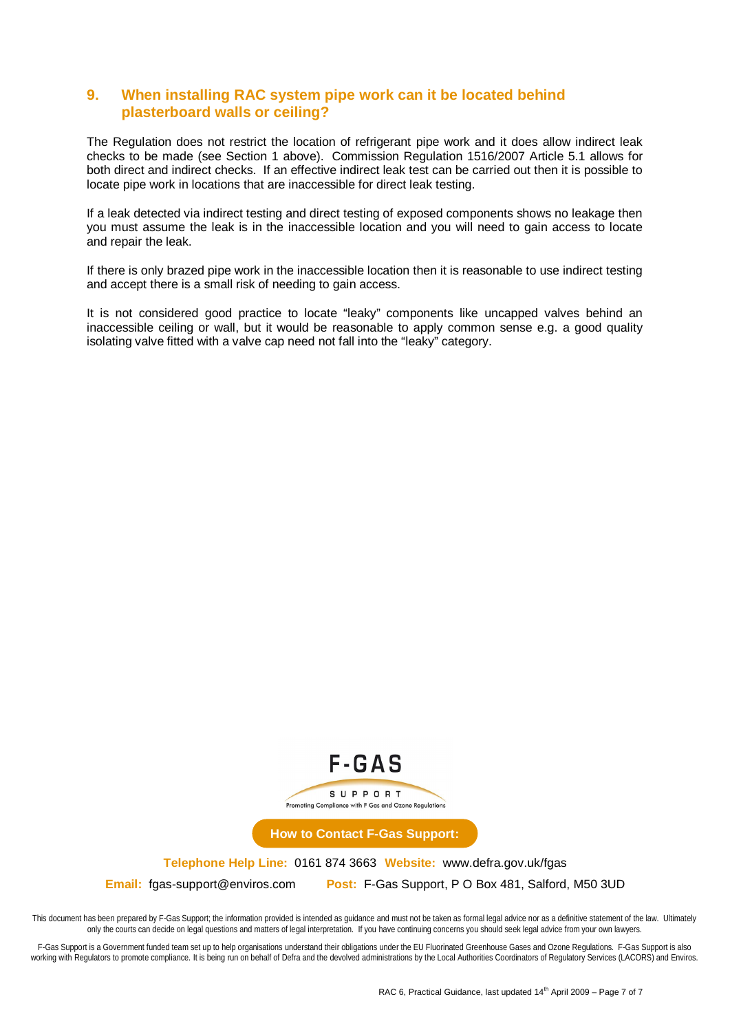## 9. When installing RAC system pipe work can it be located behind plasterboard walls or ceiling?

The Regulation does not restrict the location of refrigerant pipe work and it does allow indirect leak checks to be made (see Section 1 above). Commission Regulation 1516/2007 Article 5.1 allows for both direct and indirect checks. If an effective indirect leak test can be carried out then it is possible to locate pipe work in locations that are inaccessible for direct leak testing.

If a leak detected via indirect testing and direct testing of exposed components shows no leakage then you must assume the leak is in the inaccessible location and you will need to gain access to locate and repair the leak.

If there is only brazed pipe work in the inaccessible location then it is reasonable to use indirect testing and accept there is a small risk of needing to gain access.

It is not considered good practice to locate "leaky" components like uncapped valves behind an inaccessible ceiling or wall, but it would be reasonable to apply common sense e.g. a good quality isolating valve fitted with a valve cap need not fall into the "leaky" category.

F-GAS
SUPPORT
Promoting Compliance with F Gas and Ozone Regulations

**How to Contact F-Gas Support:**

**Telephone Help Line:** 0161 874 3663 **Website:** www.defra.gov.uk/fgas

**Email:** fgas-support@enviros.com **Post:** F-Gas Support, P O Box 481, Salford, M50 3UD

This document has been prepared by F-Gas Support; the information provided is intended as guidance and must not be taken as formal legal advice nor as a definitive statement of the law. Ultimately only the courts can decide on legal questions and matters of legal interpretation. If you have continuing concerns you should seek legal advice from your own lawyers.

F-Gas Support is a Government funded team set up to help organisations understand their obligations under the EU Fluorinated Greenhouse Gases and Ozone Regulations. F-Gas Support is also working with Regulators to promote compliance. It is being run on behalf of Defra and the devolved administrations by the Local Authorities Coordinators of Regulatory Services (LACORS) and Enviros.